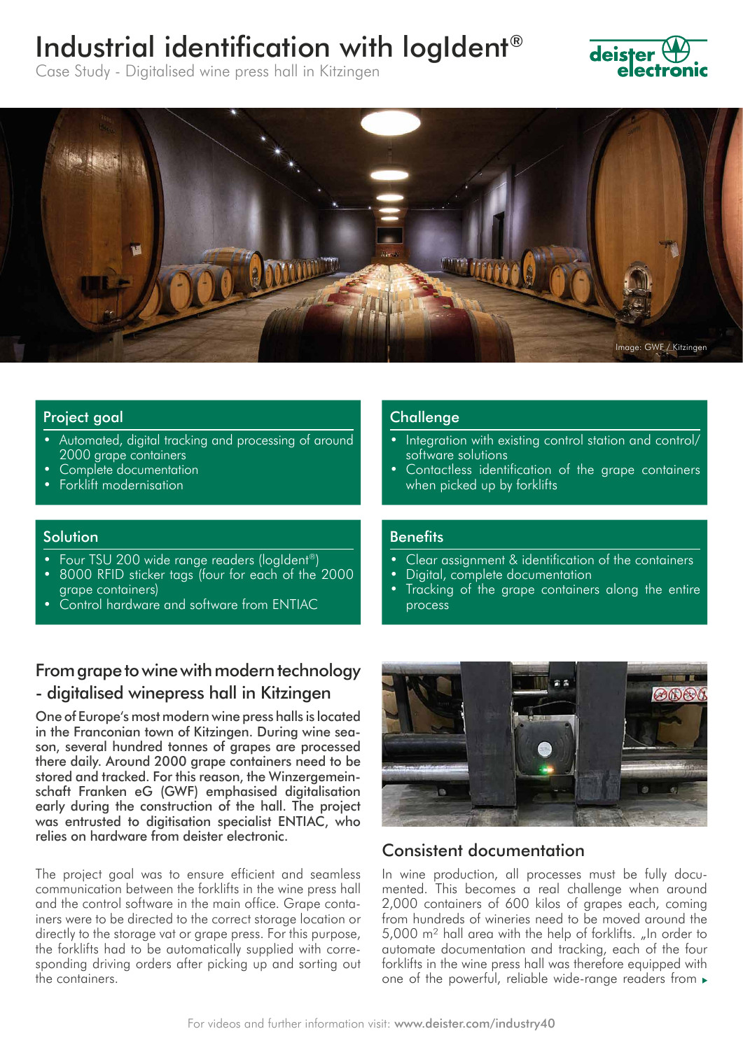# Industrial identification with logIdent®

Case Study - Digitalised wine press hall in Kitzingen

Image: GWF / Kitzingen

## Project goal

- Automated, digital tracking and processing of around 2000 grape containers
- Complete documentation
- Forklift modernisation

## Challenge

- Integration with existing control station and control/ software solutions
- Contactless identification of the grape containers when picked up by forklifts

## Solution

- Four TSU 200 wide range readers (logIdent®)
- 8000 RFID sticker tags (four for each of the 2000 grape containers)
- Control hardware and software from ENTIAC

## Benefits

- Clear assignment & identification of the containers
- Digital, complete documentation
- Tracking of the grape containers along the entire process

## From grape to wine with modern technology - digitalised winepress hall in Kitzingen

One of Europe's most modern wine press halls is located in the Franconian town of Kitzingen. During wine season, several hundred tonnes of grapes are processed there daily. Around 2000 grape containers need to be stored and tracked. For this reason, the Winzergemeinschaft Franken eG (GWF) emphasised digitalisation early during the construction of the hall. The project was entrusted to digitisation specialist ENTIAC, who relies on hardware from deister electronic.

The project goal was to ensure efficient and seamless communication between the forklifts in the wine press hall and the control software in the main office. Grape containers were to be directed to the correct storage location or directly to the storage vat or grape press. For this purpose, the forklifts had to be automatically supplied with corresponding driving orders after picking up and sorting out the containers.

## Consistent documentation

In wine production, all processes must be fully documented. This becomes a real challenge when around 2,000 containers of 600 kilos of grapes each, coming from hundreds of wineries need to be moved around the 5,000 m² hall area with the help of forklifts. „In order to automate documentation and tracking, each of the four forklifts in the wine press hall was therefore equipped with one of the powerful, reliable wide-range readers from ▸

For videos and further information visit: **www.deister.com/industry40**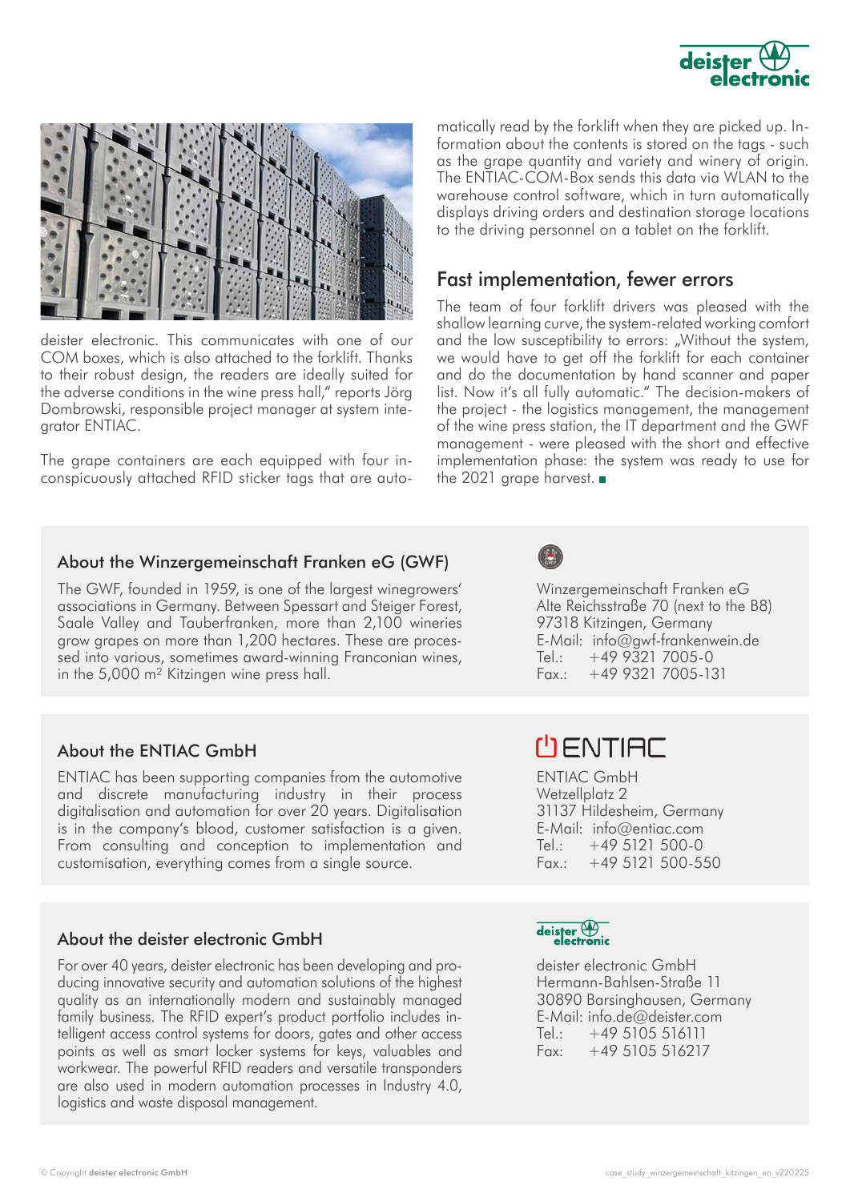deister electronic. This communicates with one of our COM boxes, which is also attached to the forklift. Thanks to their robust design, the readers are ideally suited for the adverse conditions in the wine press hall," reports Jörg Dombrowski, responsible project manager at system integrator ENTIAC.

The grape containers are each equipped with four inconspicuously attached RFID sticker tags that are automatically read by the forklift when they are picked up. Information about the contents is stored on the tags - such as the grape quantity and variety and winery of origin. The ENTIAC-COM-Box sends this data via WLAN to the warehouse control software, which in turn automatically displays driving orders and destination storage locations to the driving personnel on a tablet on the forklift.

## Fast implementation, fewer errors

The team of four forklift drivers was pleased with the shallow learning curve, the system-related working comfort and the low susceptibility to errors: „Without the system, we would have to get off the forklift for each container and do the documentation by hand scanner and paper list. Now it's all fully automatic." The decision-makers of the project - the logistics management, the management of the wine press station, the IT department and the GWF management - were pleased with the short and effective implementation phase: the system was ready to use for the 2021 grape harvest. ■

### About the Winzergemeinschaft Franken eG (GWF)

The GWF, founded in 1959, is one of the largest winegrowers' associations in Germany. Between Spessart and Steiger Forest, Saale Valley and Tauberfranken, more than 2,100 wineries grow grapes on more than 1,200 hectares. These are processed into various, sometimes award-winning Franconian wines, in the 5,000 m² Kitzingen wine press hall.

Winzergemeinschaft Franken eG
Alte Reichsstraße 70 (next to the B8)
97318 Kitzingen, Germany
E-Mail: info@gwf-frankenwein.de
Tel.: +49 9321 7005-0
Fax.: +49 9321 7005-131

### About the ENTIAC GmbH

ENTIAC has been supporting companies from the automotive and discrete manufacturing industry in their process digitalisation and automation for over 20 years. Digitalisation is in the company's blood, customer satisfaction is a given. From consulting and conception to implementation and customisation, everything comes from a single source.

ENTIAC GmbH
Wetzellplatz 2
31137 Hildesheim, Germany
E-Mail: info@entiac.com
Tel.: +49 5121 500-0
Fax.: +49 5121 500-550

### About the deister electronic GmbH

For over 40 years, deister electronic has been developing and producing innovative security and automation solutions of the highest quality as an internationally modern and sustainably managed family business. The RFID expert's product portfolio includes intelligent access control systems for doors, gates and other access points as well as smart locker systems for keys, valuables and workwear. The powerful RFID readers and versatile transponders are also used in modern automation processes in Industry 4.0, logistics and waste disposal management.

deister electronic GmbH
Hermann-Bahlsen-Straße 11
30890 Barsinghausen, Germany
E-Mail: info.de@deister.com
Tel.: +49 5105 516111
Fax: +49 5105 516217